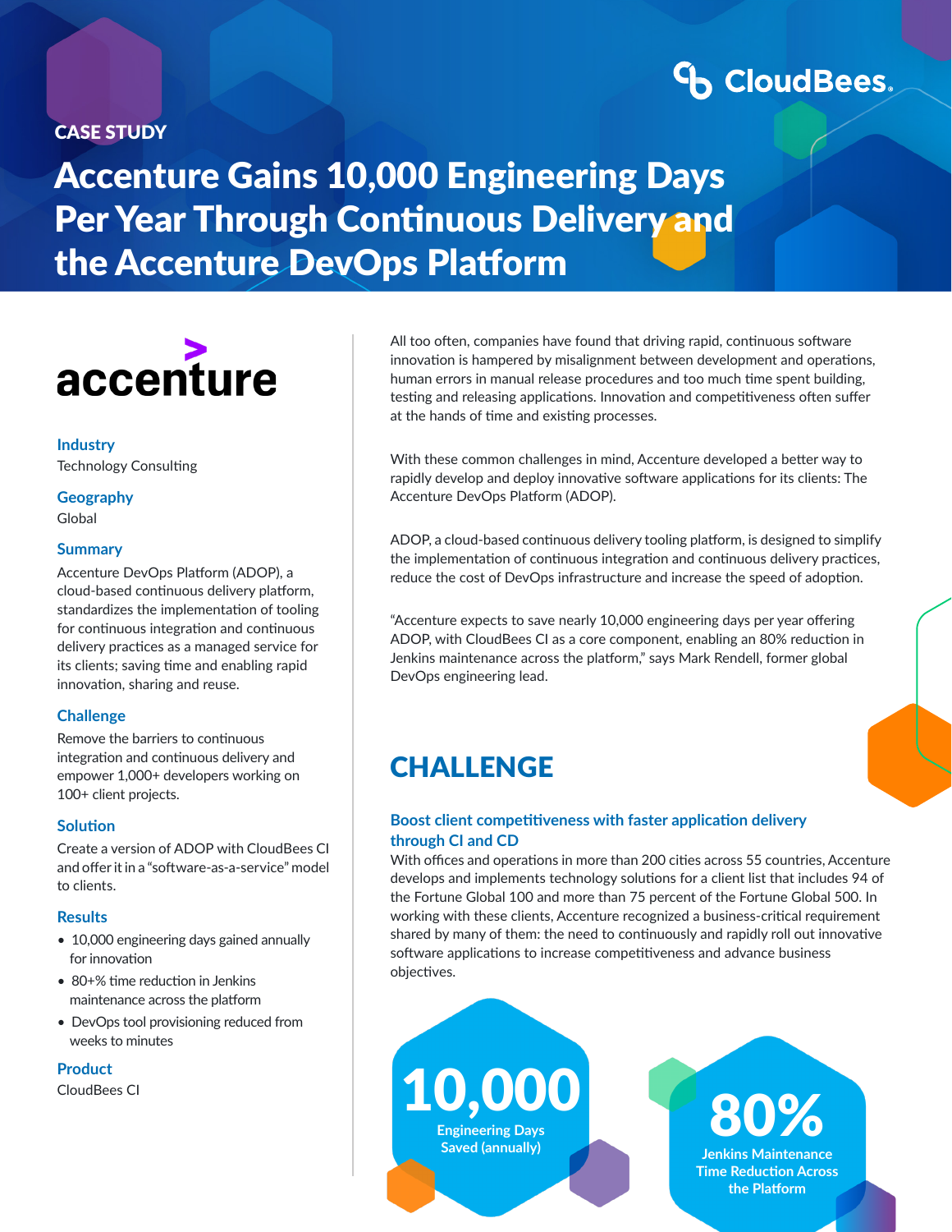CloudBees.

CASE STUDY

# Accenture Gains 10,000 Engineering Days Per Year Through Continuous Delivery and the Accenture DevOps Platform

accenture

### Industry

Technology Consulting

### Geography

Global

### Summary

Accenture DevOps Platform (ADOP), a cloud-based continuous delivery platform, standardizes the implementation of tooling for continuous integration and continuous delivery practices as a managed service for its clients; saving time and enabling rapid innovation, sharing and reuse.

### Challenge

Remove the barriers to continuous integration and continuous delivery and empower 1,000+ developers working on 100+ client projects.

### Solution

Create a version of ADOP with CloudBees CI and offer it in a "software-as-a-service" model to clients.

### Results

- 10,000 engineering days gained annually for innovation
- 80+% time reduction in Jenkins maintenance across the platform
- DevOps tool provisioning reduced from weeks to minutes

### Product

CloudBees CI

All too often, companies have found that driving rapid, continuous software innovation is hampered by misalignment between development and operations, human errors in manual release procedures and too much time spent building, testing and releasing applications. Innovation and competitiveness often suffer at the hands of time and existing processes.

With these common challenges in mind, Accenture developed a better way to rapidly develop and deploy innovative software applications for its clients: The Accenture DevOps Platform (ADOP).

ADOP, a cloud-based continuous delivery tooling platform, is designed to simplify the implementation of continuous integration and continuous delivery practices, reduce the cost of DevOps infrastructure and increase the speed of adoption.

"Accenture expects to save nearly 10,000 engineering days per year offering ADOP, with CloudBees CI as a core component, enabling an 80% reduction in Jenkins maintenance across the platform," says Mark Rendell, former global DevOps engineering lead.

## CHALLENGE

### Boost client competitiveness with faster application delivery through CI and CD

With offices and operations in more than 200 cities across 55 countries, Accenture develops and implements technology solutions for a client list that includes 94 of the Fortune Global 100 and more than 75 percent of the Fortune Global 500. In working with these clients, Accenture recognized a business-critical requirement shared by many of them: the need to continuously and rapidly roll out innovative software applications to increase competitiveness and advance business objectives.

**10,000**
Engineering Days Saved (annually)

**80%**
Jenkins Maintenance Time Reduction Across the Platform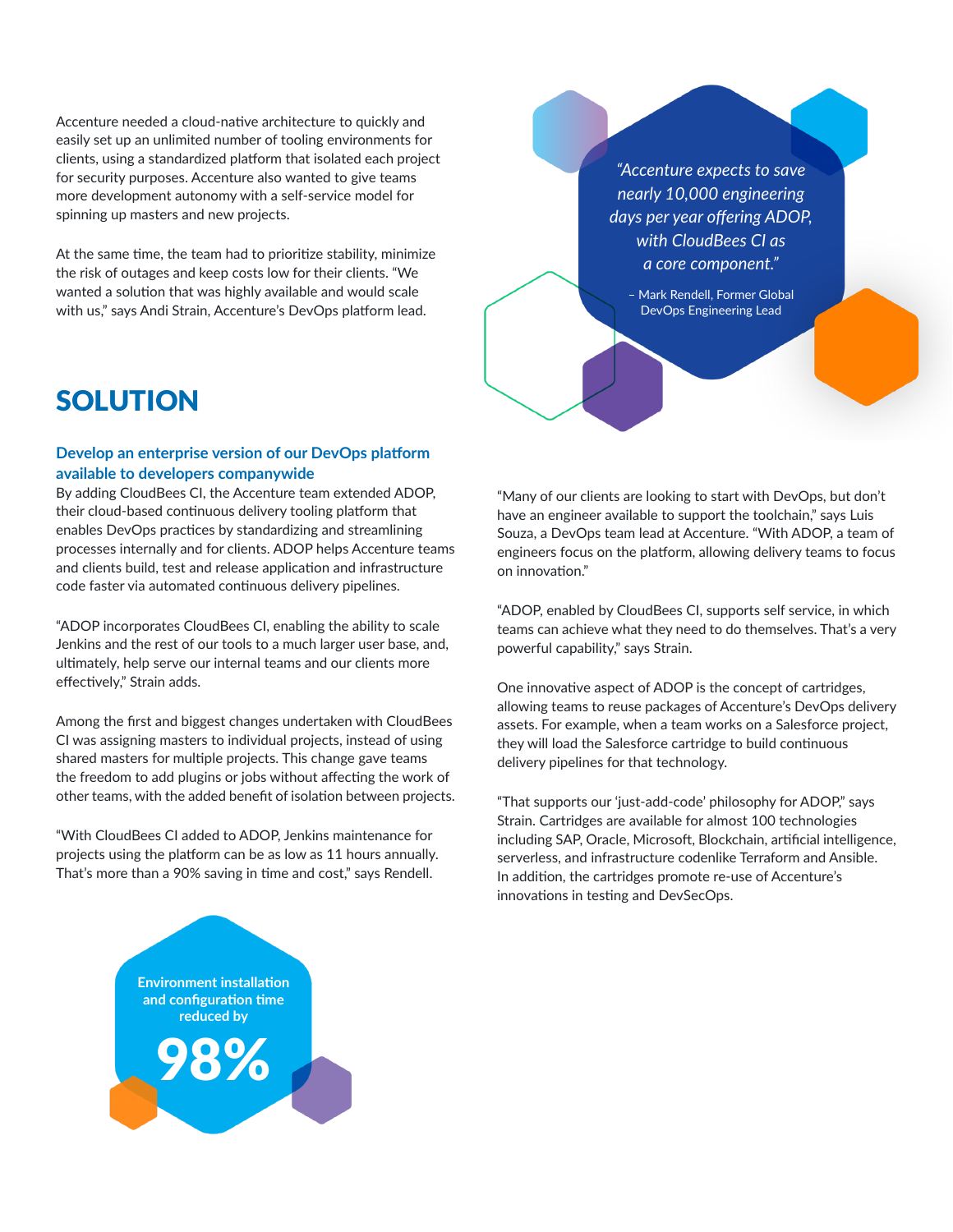Accenture needed a cloud-native architecture to quickly and easily set up an unlimited number of tooling environments for clients, using a standardized platform that isolated each project for security purposes. Accenture also wanted to give teams more development autonomy with a self-service model for spinning up masters and new projects.

At the same time, the team had to prioritize stability, minimize the risk of outages and keep costs low for their clients. "We wanted a solution that was highly available and would scale with us," says Andi Strain, Accenture's DevOps platform lead.

> *"Accenture expects to save nearly 10,000 engineering days per year offering ADOP, with CloudBees CI as a core component."*
>
> – Mark Rendell, Former Global DevOps Engineering Lead

# SOLUTION

### Develop an enterprise version of our DevOps platform available to developers companywide

By adding CloudBees CI, the Accenture team extended ADOP, their cloud-based continuous delivery tooling platform that enables DevOps practices by standardizing and streamlining processes internally and for clients. ADOP helps Accenture teams and clients build, test and release application and infrastructure code faster via automated continuous delivery pipelines.

"ADOP incorporates CloudBees CI, enabling the ability to scale Jenkins and the rest of our tools to a much larger user base, and, ultimately, help serve our internal teams and our clients more effectively," Strain adds.

Among the first and biggest changes undertaken with CloudBees CI was assigning masters to individual projects, instead of using shared masters for multiple projects. This change gave teams the freedom to add plugins or jobs without affecting the work of other teams, with the added benefit of isolation between projects.

"With CloudBees CI added to ADOP, Jenkins maintenance for projects using the platform can be as low as 11 hours annually. That's more than a 90% saving in time and cost," says Rendell.

**Environment installation and configuration time reduced by**

**98%**

"Many of our clients are looking to start with DevOps, but don't have an engineer available to support the toolchain," says Luis Souza, a DevOps team lead at Accenture. "With ADOP, a team of engineers focus on the platform, allowing delivery teams to focus on innovation."

"ADOP, enabled by CloudBees CI, supports self service, in which teams can achieve what they need to do themselves. That's a very powerful capability," says Strain.

One innovative aspect of ADOP is the concept of cartridges, allowing teams to reuse packages of Accenture's DevOps delivery assets. For example, when a team works on a Salesforce project, they will load the Salesforce cartridge to build continuous delivery pipelines for that technology.

"That supports our 'just-add-code' philosophy for ADOP," says Strain. Cartridges are available for almost 100 technologies including SAP, Oracle, Microsoft, Blockchain, artificial intelligence, serverless, and infrastructure codelike Terraform and Ansible. In addition, the cartridges promote re-use of Accenture's innovations in testing and DevSecOps.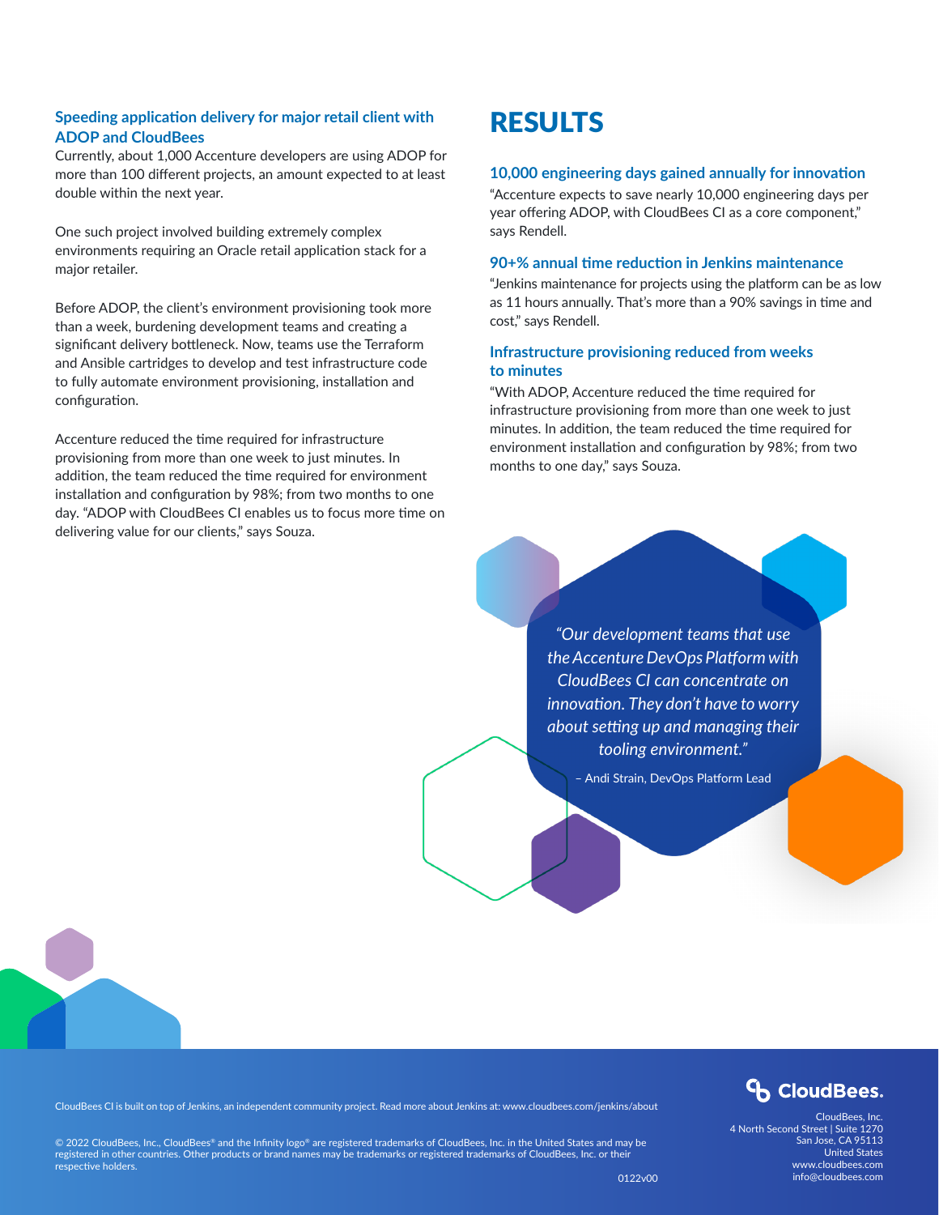### Speeding application delivery for major retail client with ADOP and CloudBees

Currently, about 1,000 Accenture developers are using ADOP for more than 100 different projects, an amount expected to at least double within the next year.

One such project involved building extremely complex environments requiring an Oracle retail application stack for a major retailer.

Before ADOP, the client's environment provisioning took more than a week, burdening development teams and creating a significant delivery bottleneck. Now, teams use the Terraform and Ansible cartridges to develop and test infrastructure code to fully automate environment provisioning, installation and configuration.

Accenture reduced the time required for infrastructure provisioning from more than one week to just minutes. In addition, the team reduced the time required for environment installation and configuration by 98%; from two months to one day. "ADOP with CloudBees CI enables us to focus more time on delivering value for our clients," says Souza.

# RESULTS

### 10,000 engineering days gained annually for innovation

"Accenture expects to save nearly 10,000 engineering days per year offering ADOP, with CloudBees CI as a core component," says Rendell.

### 90+% annual time reduction in Jenkins maintenance

"Jenkins maintenance for projects using the platform can be as low as 11 hours annually. That's more than a 90% savings in time and cost," says Rendell.

### Infrastructure provisioning reduced from weeks to minutes

"With ADOP, Accenture reduced the time required for infrastructure provisioning from more than one week to just minutes. In addition, the team reduced the time required for environment installation and configuration by 98%; from two months to one day," says Souza.

*"Our development teams that use the Accenture DevOps Platform with CloudBees CI can concentrate on innovation. They don't have to worry about setting up and managing their tooling environment."*

– Andi Strain, DevOps Platform Lead

CloudBees CI is built on top of Jenkins, an independent community project. Read more about Jenkins at: www.cloudbees.com/jenkins/about

© 2022 CloudBees, Inc., CloudBees® and the Infinity logo® are registered trademarks of CloudBees, Inc. in the United States and may be registered in other countries. Other products or brand names may be trademarks or registered trademarks of CloudBees, Inc. or their respective holders.

0122v00

CloudBees.

CloudBees, Inc.
4 North Second Street | Suite 1270
San Jose, CA 95113
United States
www.cloudbees.com
info@cloudbees.com